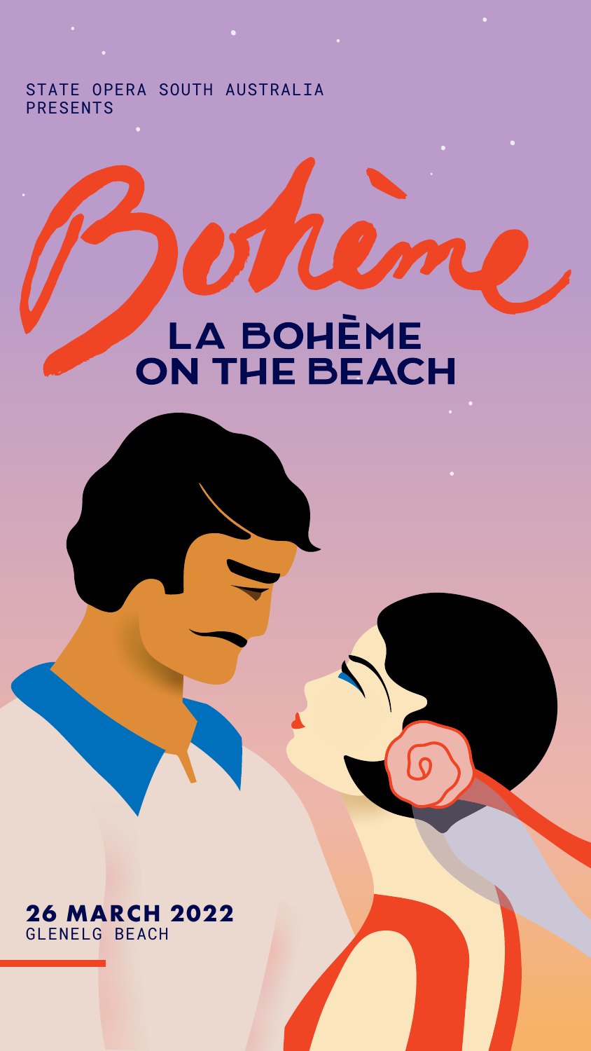STATE OPERA SOUTH AUSTRALIA
PRESENTS

# Bohème

## LA BOHÈME ON THE BEACH

**26 MARCH 2022**
GLENELG BEACH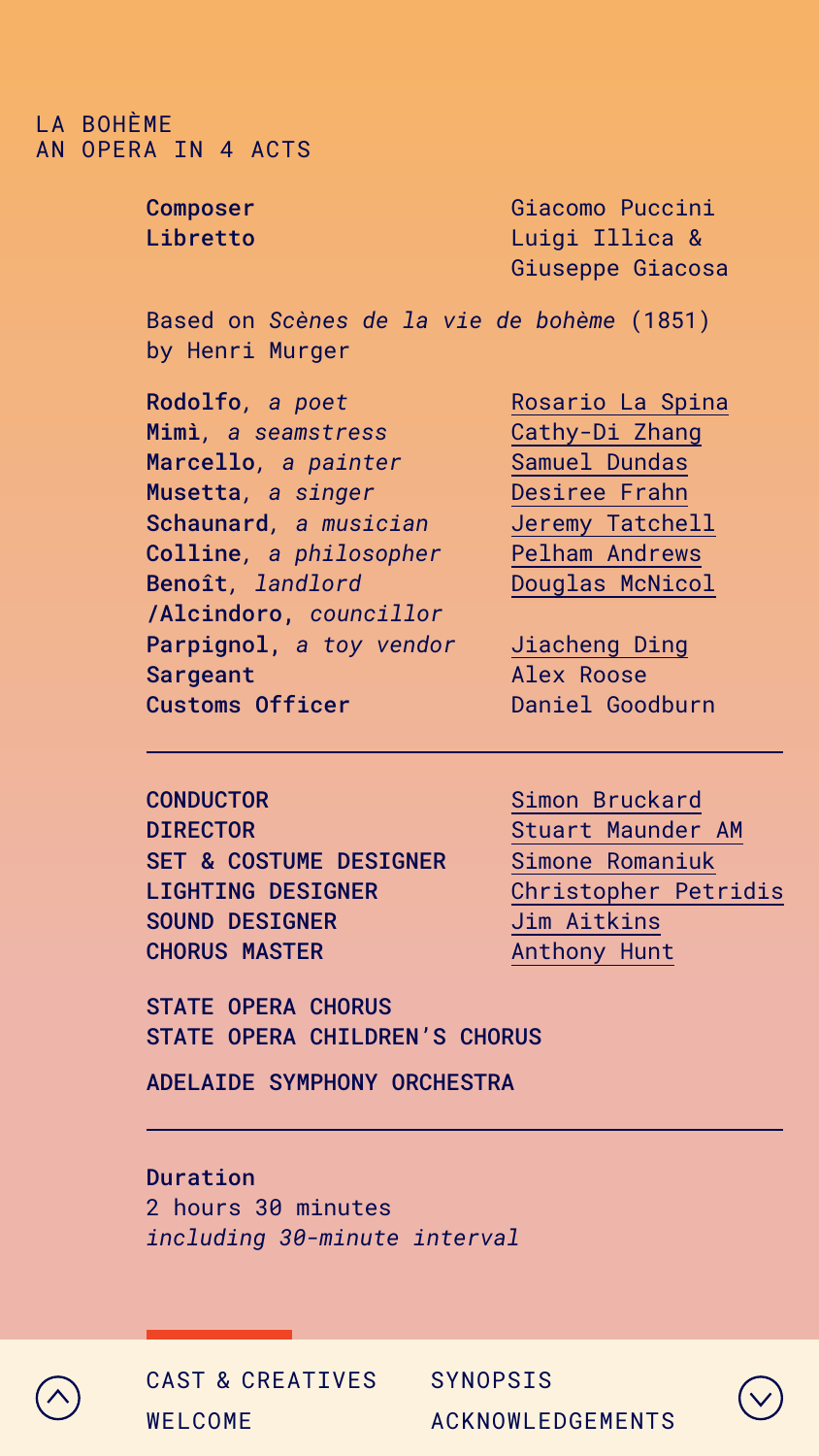LA BOHÈME
AN OPERA IN 4 ACTS

| | |
|---|---|
| **Composer** | Giacomo Puccini |
| **Libretto** | Luigi Illica & Giuseppe Giacosa |

Based on *Scènes de la vie de bohème* (1851) by Henri Murger

| | |
|---|---|
| **Rodolfo**, *a poet* | Rosario La Spina |
| **Mimì**, *a seamstress* | Cathy-Di Zhang |
| **Marcello**, *a painter* | Samuel Dundas |
| **Musetta**, *a singer* | Desiree Frahn |
| **Schaunard**, *a musician* | Jeremy Tatchell |
| **Colline**, *a philosopher* | Pelham Andrews |
| **Benoît**, *landlord* /**Alcindoro**, *councillor* | Douglas McNicol |
| **Parpignol**, *a toy vendor* | Jiacheng Ding |
| **Sargeant** | Alex Roose |
| **Customs Officer** | Daniel Goodburn |

---

| | |
|---|---|
| **CONDUCTOR** | Simon Bruckard |
| **DIRECTOR** | Stuart Maunder AM |
| **SET & COSTUME DESIGNER** | Simone Romaniuk |
| **LIGHTING DESIGNER** | Christopher Petridis |
| **SOUND DESIGNER** | Jim Aitkins |
| **CHORUS MASTER** | Anthony Hunt |

**STATE OPERA CHORUS**
**STATE OPERA CHILDREN'S CHORUS**

**ADELAIDE SYMPHONY ORCHESTRA**

---

**Duration**
2 hours 30 minutes
*including 30-minute interval*

CAST & CREATIVES SYNOPSIS
WELCOME ACKNOWLEDGEMENTS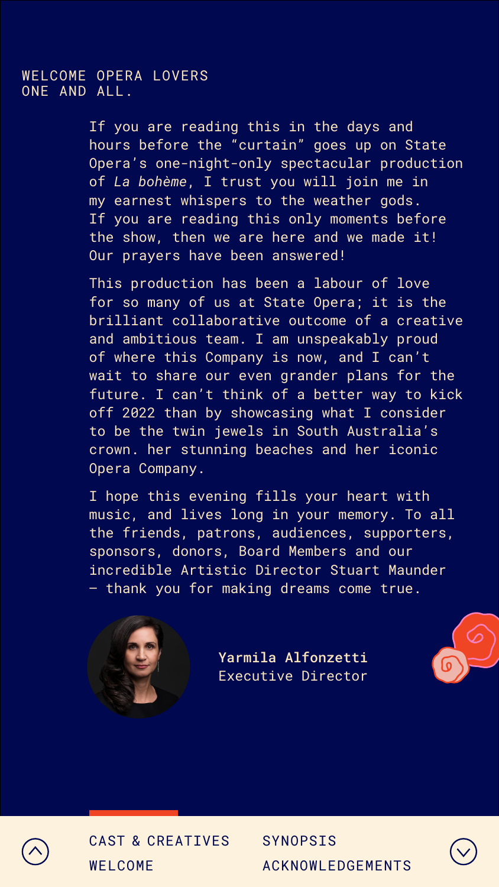# WELCOME OPERA LOVERS ONE AND ALL.

If you are reading this in the days and hours before the "curtain" goes up on State Opera's one-night-only spectacular production of *La bohème*, I trust you will join me in my earnest whispers to the weather gods. If you are reading this only moments before the show, then we are here and we made it! Our prayers have been answered!

This production has been a labour of love for so many of us at State Opera; it is the brilliant collaborative outcome of a creative and ambitious team. I am unspeakably proud of where this Company is now, and I can't wait to share our even grander plans for the future. I can't think of a better way to kick off 2022 than by showcasing what I consider to be the twin jewels in South Australia's crown. her stunning beaches and her iconic Opera Company.

I hope this evening fills your heart with music, and lives long in your memory. To all the friends, patrons, audiences, supporters, sponsors, donors, Board Members and our incredible Artistic Director Stuart Maunder — thank you for making dreams come true.

**Yarmila Alfonzetti**
Executive Director

CAST & CREATIVES
WELCOME
SYNOPSIS
ACKNOWLEDGEMENTS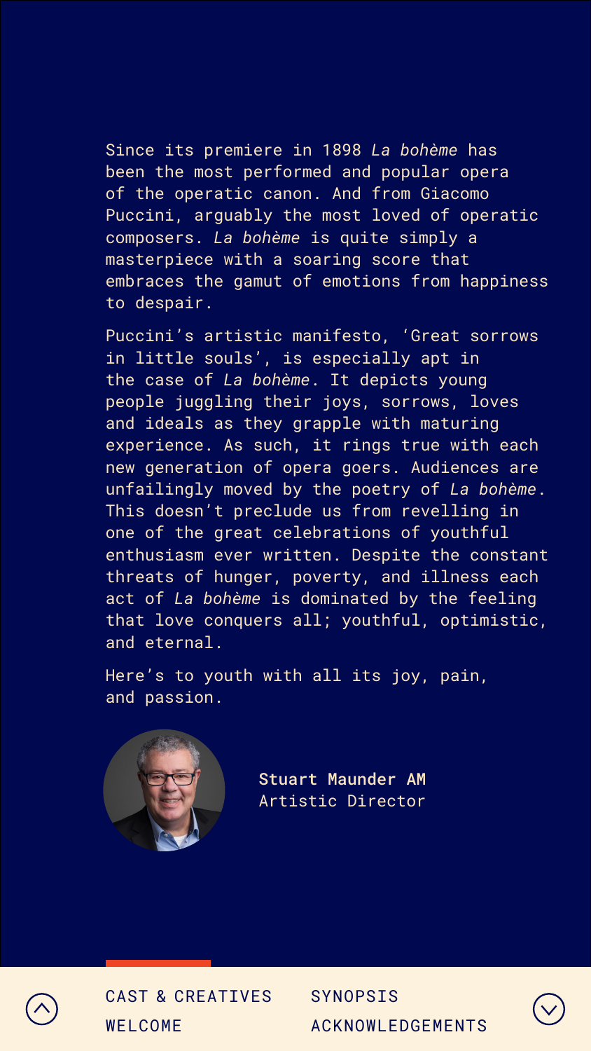Since its premiere in 1898 *La bohème* has been the most performed and popular opera of the operatic canon. And from Giacomo Puccini, arguably the most loved of operatic composers. *La bohème* is quite simply a masterpiece with a soaring score that embraces the gamut of emotions from happiness to despair.

Puccini's artistic manifesto, 'Great sorrows in little souls', is especially apt in the case of *La bohème*. It depicts young people juggling their joys, sorrows, loves and ideals as they grapple with maturing experience. As such, it rings true with each new generation of opera goers. Audiences are unfailingly moved by the poetry of *La bohème*. This doesn't preclude us from revelling in one of the great celebrations of youthful enthusiasm ever written. Despite the constant threats of hunger, poverty, and illness each act of *La bohème* is dominated by the feeling that love conquers all; youthful, optimistic, and eternal.

Here's to youth with all its joy, pain, and passion.

**Stuart Maunder AM**
Artistic Director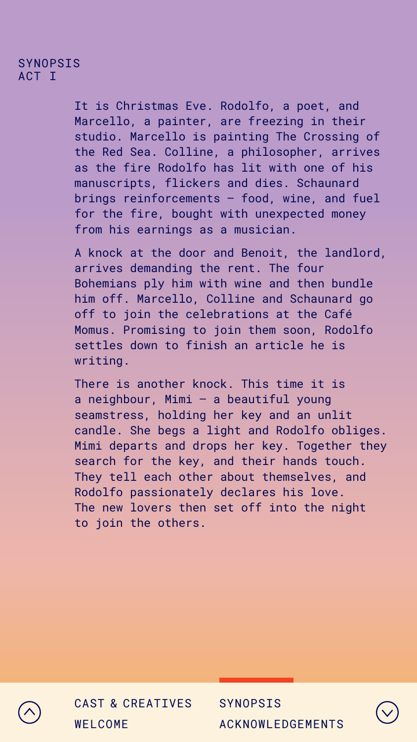# SYNOPSIS
## ACT I

It is Christmas Eve. Rodolfo, a poet, and Marcello, a painter, are freezing in their studio. Marcello is painting The Crossing of the Red Sea. Colline, a philosopher, arrives as the fire Rodolfo has lit with one of his manuscripts, flickers and dies. Schaunard brings reinforcements – food, wine, and fuel for the fire, bought with unexpected money from his earnings as a musician.

A knock at the door and Benoit, the landlord, arrives demanding the rent. The four Bohemians ply him with wine and then bundle him off. Marcello, Colline and Schaunard go off to join the celebrations at the Café Momus. Promising to join them soon, Rodolfo settles down to finish an article he is writing.

There is another knock. This time it is a neighbour, Mimi – a beautiful young seamstress, holding her key and an unlit candle. She begs a light and Rodolfo obliges. Mimi departs and drops her key. Together they search for the key, and their hands touch. They tell each other about themselves, and Rodolfo passionately declares his love. The new lovers then set off into the night to join the others.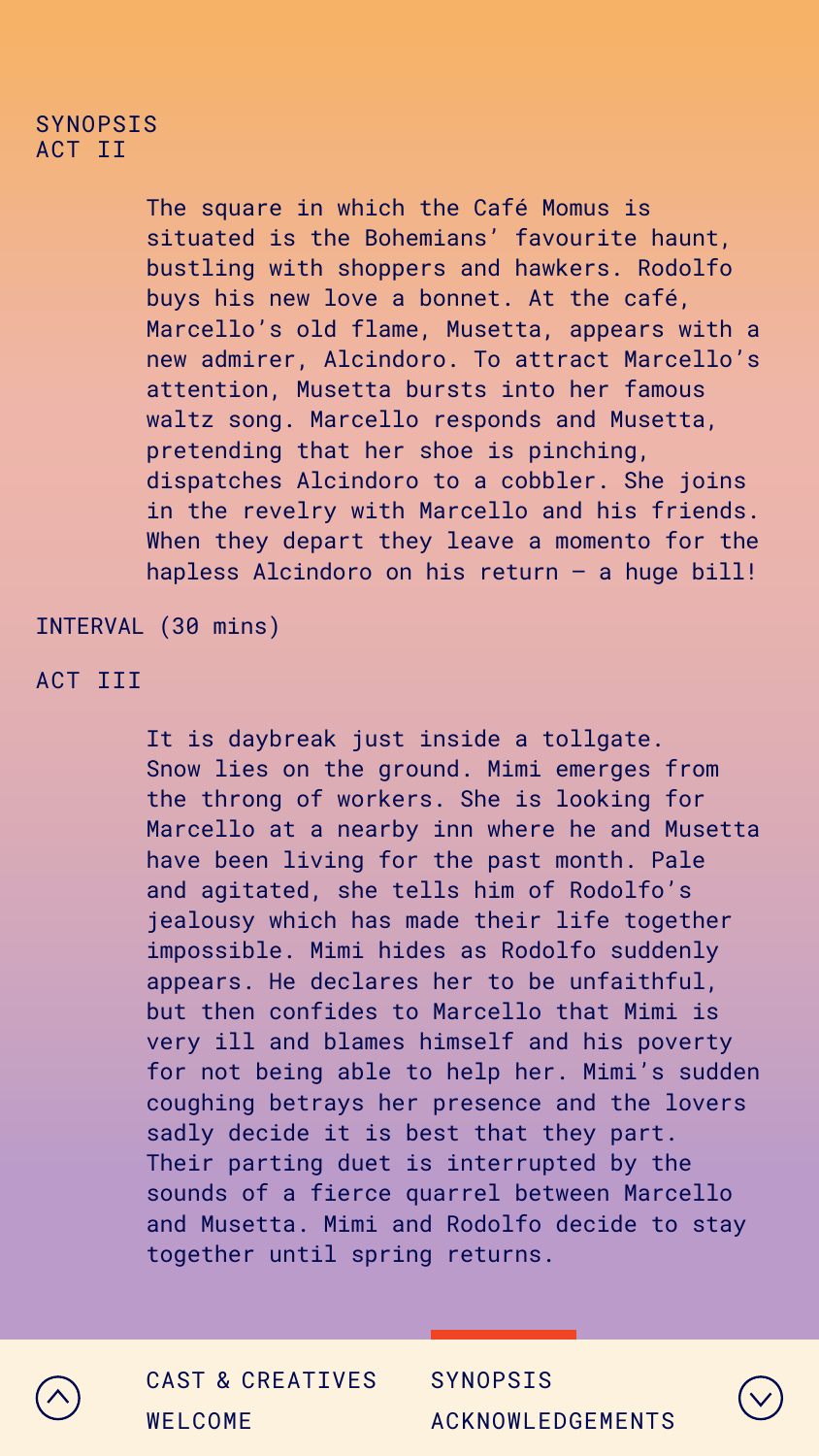## SYNOPSIS

### ACT II

The square in which the Café Momus is situated is the Bohemians' favourite haunt, bustling with shoppers and hawkers. Rodolfo buys his new love a bonnet. At the café, Marcello's old flame, Musetta, appears with a new admirer, Alcindoro. To attract Marcello's attention, Musetta bursts into her famous waltz song. Marcello responds and Musetta, pretending that her shoe is pinching, dispatches Alcindoro to a cobbler. She joins in the revelry with Marcello and his friends. When they depart they leave a momento for the hapless Alcindoro on his return – a huge bill!

INTERVAL (30 mins)

### ACT III

It is daybreak just inside a tollgate. Snow lies on the ground. Mimi emerges from the throng of workers. She is looking for Marcello at a nearby inn where he and Musetta have been living for the past month. Pale and agitated, she tells him of Rodolfo's jealousy which has made their life together impossible. Mimi hides as Rodolfo suddenly appears. He declares her to be unfaithful, but then confides to Marcello that Mimi is very ill and blames himself and his poverty for not being able to help her. Mimi's sudden coughing betrays her presence and the lovers sadly decide it is best that they part. Their parting duet is interrupted by the sounds of a fierce quarrel between Marcello and Musetta. Mimi and Rodolfo decide to stay together until spring returns.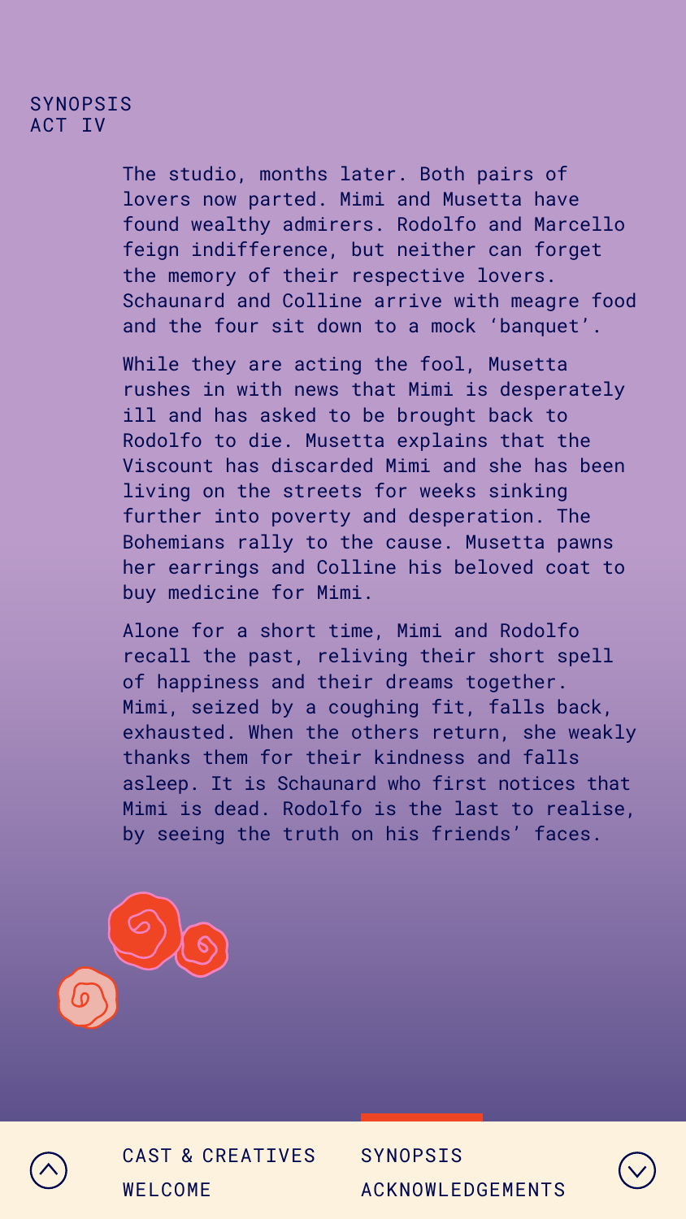## SYNOPSIS
### ACT IV

The studio, months later. Both pairs of lovers now parted. Mimi and Musetta have found wealthy admirers. Rodolfo and Marcello feign indifference, but neither can forget the memory of their respective lovers. Schaunard and Colline arrive with meagre food and the four sit down to a mock ‘banquet’.

While they are acting the fool, Musetta rushes in with news that Mimi is desperately ill and has asked to be brought back to Rodolfo to die. Musetta explains that the Viscount has discarded Mimi and she has been living on the streets for weeks sinking further into poverty and desperation. The Bohemians rally to the cause. Musetta pawns her earrings and Colline his beloved coat to buy medicine for Mimi.

Alone for a short time, Mimi and Rodolfo recall the past, reliving their short spell of happiness and their dreams together. Mimi, seized by a coughing fit, falls back, exhausted. When the others return, she weakly thanks them for their kindness and falls asleep. It is Schaunard who first notices that Mimi is dead. Rodolfo is the last to realise, by seeing the truth on his friends’ faces.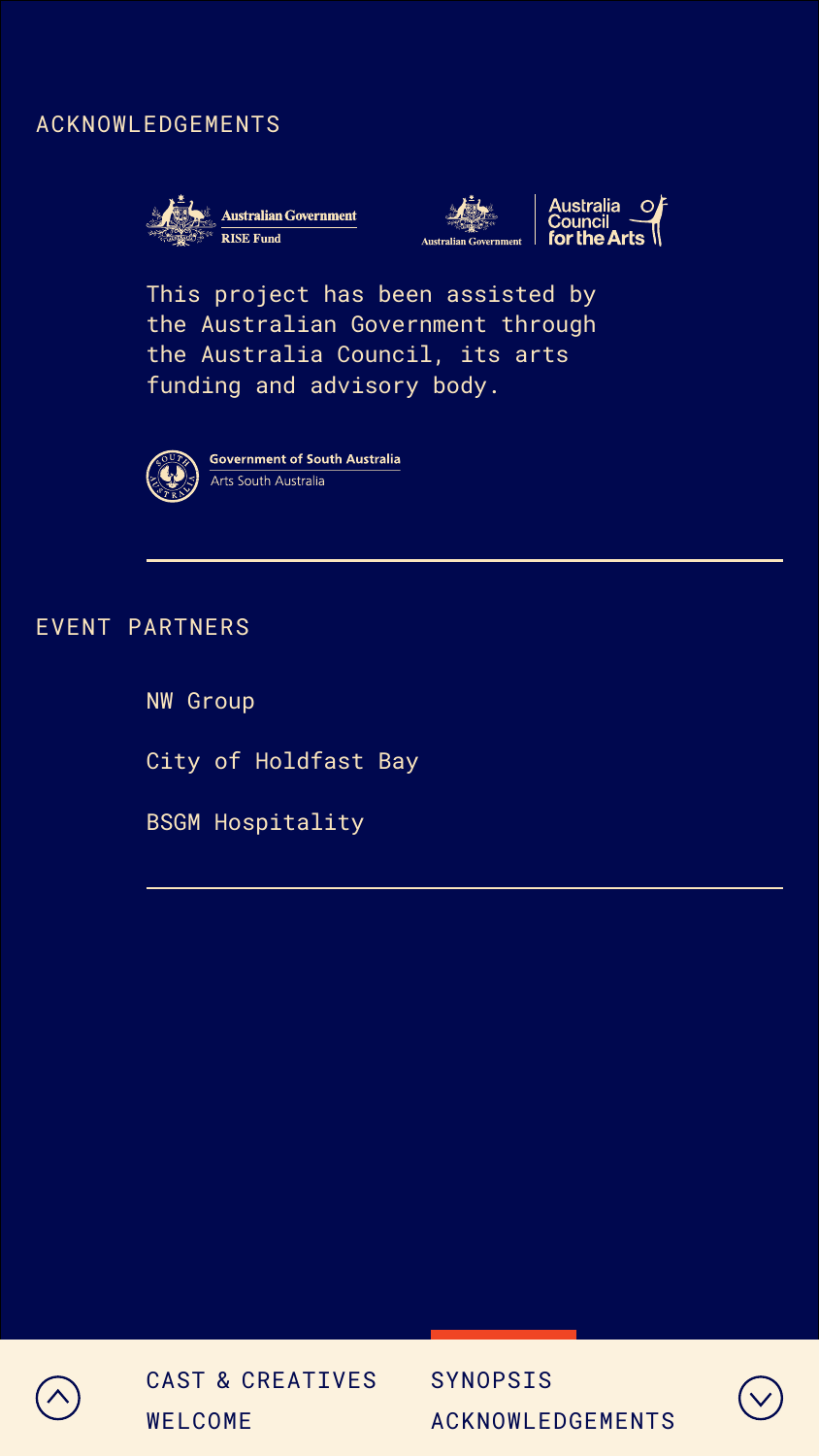## ACKNOWLEDGEMENTS

Australian Government RISE Fund

Australian Government | Australia Council for the Arts

This project has been assisted by the Australian Government through the Australia Council, its arts funding and advisory body.

Government of South Australia
Arts South Australia

## EVENT PARTNERS

NW Group

City of Holdfast Bay

BSGM Hospitality

CAST & CREATIVES
WELCOME
SYNOPSIS
ACKNOWLEDGEMENTS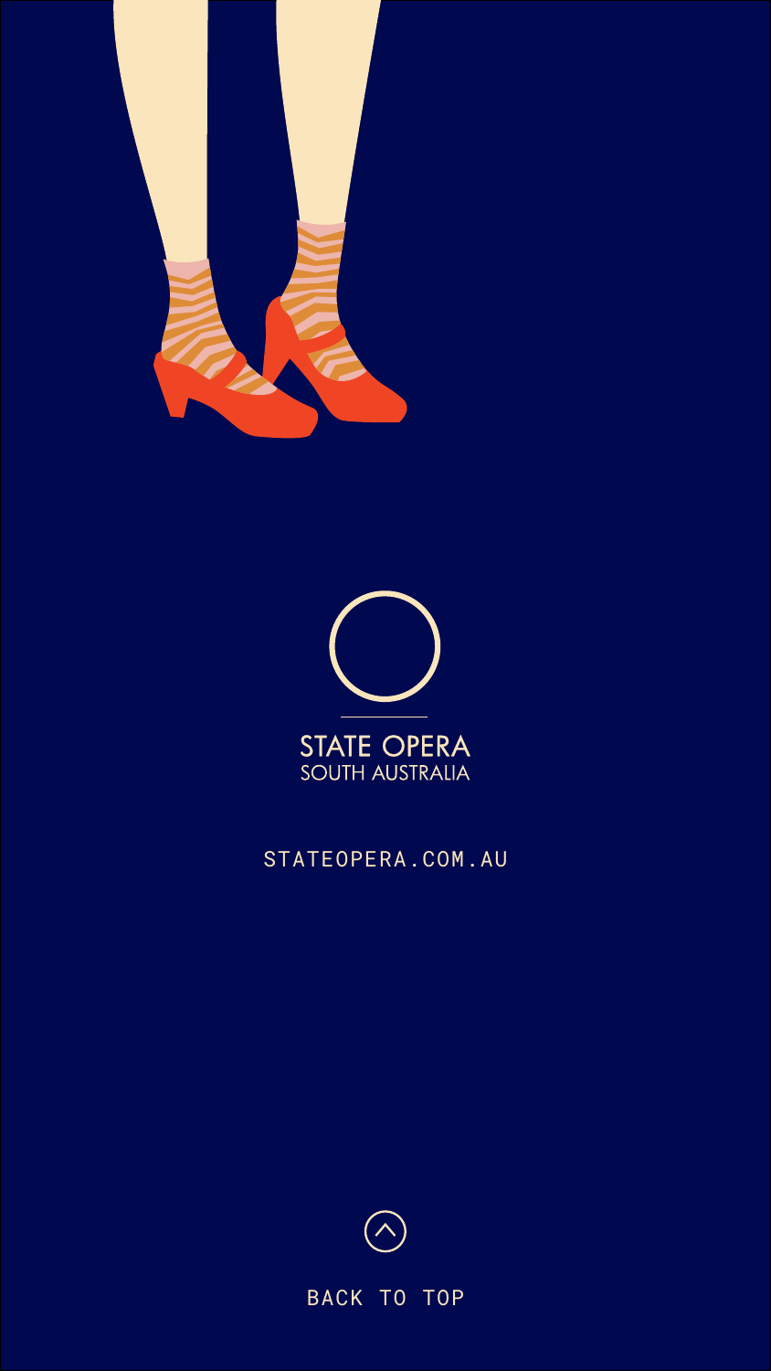STATE OPERA
SOUTH AUSTRALIA

STATEOPERA.COM.AU

BACK TO TOP